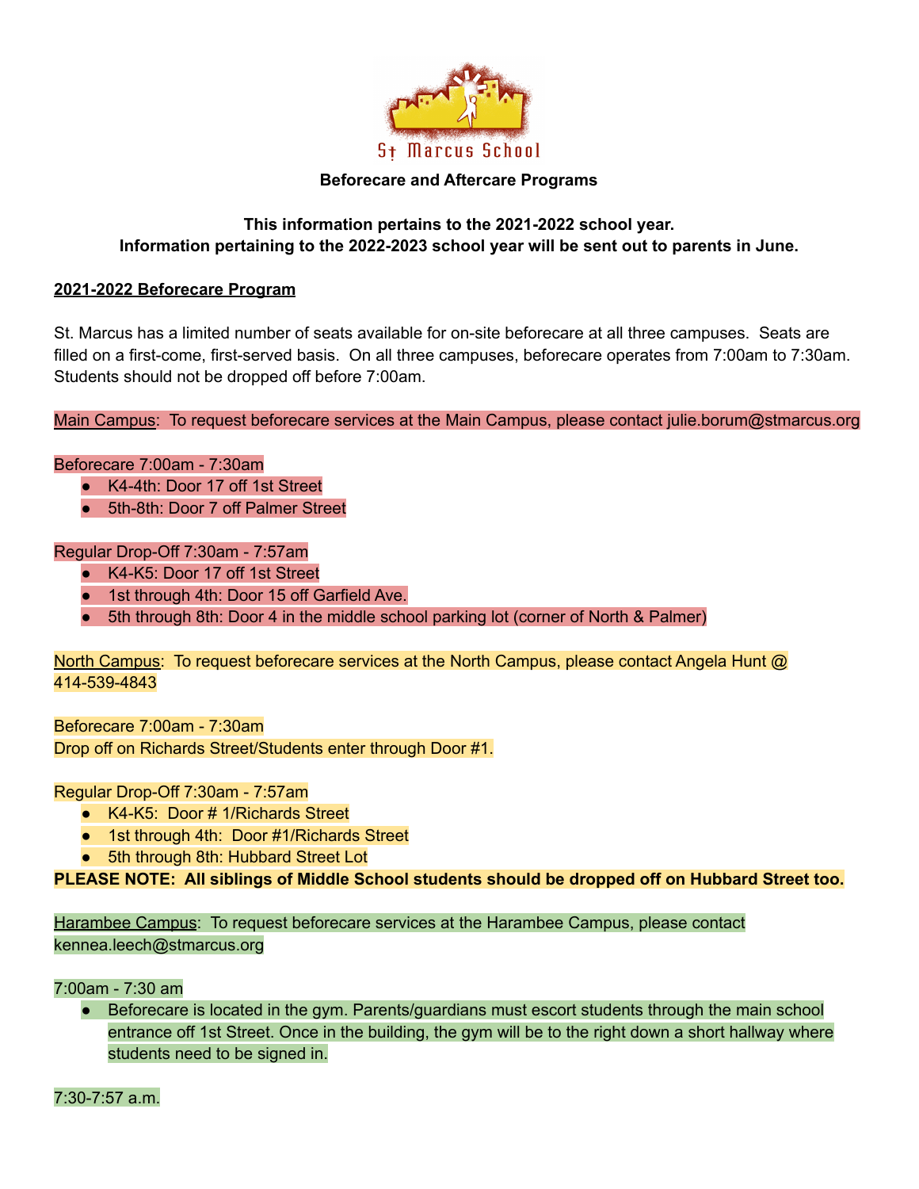St Marcus School

**Beforecare and Aftercare Programs**

**This information pertains to the 2021-2022 school year.**
**Information pertaining to the 2022-2023 school year will be sent out to parents in June.**

## 2021-2022 Beforecare Program

St. Marcus has a limited number of seats available for on-site beforecare at all three campuses. Seats are filled on a first-come, first-served basis. On all three campuses, beforecare operates from 7:00am to 7:30am. Students should not be dropped off before 7:00am.

Main Campus: To request beforecare services at the Main Campus, please contact julie.borum@stmarcus.org

Beforecare 7:00am - 7:30am

- K4-4th: Door 17 off 1st Street
- 5th-8th: Door 7 off Palmer Street

Regular Drop-Off 7:30am - 7:57am

- K4-K5: Door 17 off 1st Street
- 1st through 4th: Door 15 off Garfield Ave.
- 5th through 8th: Door 4 in the middle school parking lot (corner of North & Palmer)

North Campus: To request beforecare services at the North Campus, please contact Angela Hunt @ 414-539-4843

Beforecare 7:00am - 7:30am
Drop off on Richards Street/Students enter through Door #1.

Regular Drop-Off 7:30am - 7:57am

- K4-K5: Door # 1/Richards Street
- 1st through 4th: Door #1/Richards Street
- 5th through 8th: Hubbard Street Lot

**PLEASE NOTE: All siblings of Middle School students should be dropped off on Hubbard Street too.**

Harambee Campus: To request beforecare services at the Harambee Campus, please contact kennea.leech@stmarcus.org

7:00am - 7:30 am

- Beforecare is located in the gym. Parents/guardians must escort students through the main school entrance off 1st Street. Once in the building, the gym will be to the right down a short hallway where students need to be signed in.

7:30-7:57 a.m.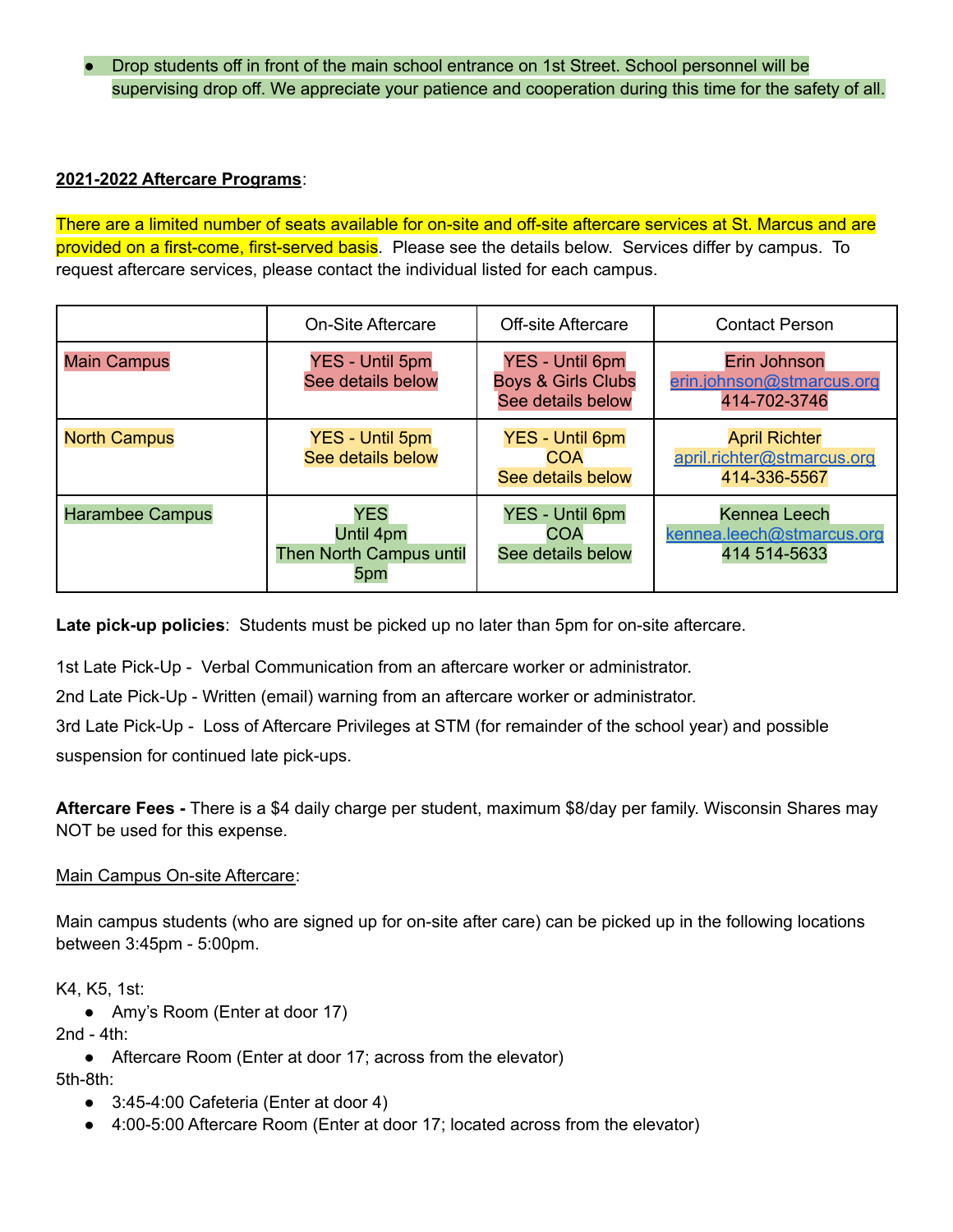- Drop students off in front of the main school entrance on 1st Street. School personnel will be supervising drop off. We appreciate your patience and cooperation during this time for the safety of all.

**2021-2022 Aftercare Programs**:

There are a limited number of seats available for on-site and off-site aftercare services at St. Marcus and are provided on a first-come, first-served basis. Please see the details below. Services differ by campus. To request aftercare services, please contact the individual listed for each campus.

| | On-Site Aftercare | Off-site Aftercare | Contact Person |
|---|---|---|---|
| Main Campus | YES - Until 5pm<br>See details below | YES - Until 6pm<br>Boys & Girls Clubs<br>See details below | Erin Johnson<br>erin.johnson@stmarcus.org<br>414-702-3746 |
| North Campus | YES - Until 5pm<br>See details below | YES - Until 6pm<br>COA<br>See details below | April Richter<br>april.richter@stmarcus.org<br>414-336-5567 |
| Harambee Campus | YES<br>Until 4pm<br>Then North Campus until 5pm | YES - Until 6pm<br>COA<br>See details below | Kennea Leech<br>kennea.leech@stmarcus.org<br>414 514-5633 |

**Late pick-up policies**: Students must be picked up no later than 5pm for on-site aftercare.

1st Late Pick-Up - Verbal Communication from an aftercare worker or administrator.

2nd Late Pick-Up - Written (email) warning from an aftercare worker or administrator.

3rd Late Pick-Up - Loss of Aftercare Privileges at STM (for remainder of the school year) and possible suspension for continued late pick-ups.

**Aftercare Fees -** There is a $4 daily charge per student, maximum $8/day per family. Wisconsin Shares may NOT be used for this expense.

Main Campus On-site Aftercare:

Main campus students (who are signed up for on-site after care) can be picked up in the following locations between 3:45pm - 5:00pm.

K4, K5, 1st:
- Amy's Room (Enter at door 17)

2nd - 4th:
- Aftercare Room (Enter at door 17; across from the elevator)

5th-8th:
- 3:45-4:00 Cafeteria (Enter at door 4)
- 4:00-5:00 Aftercare Room (Enter at door 17; located across from the elevator)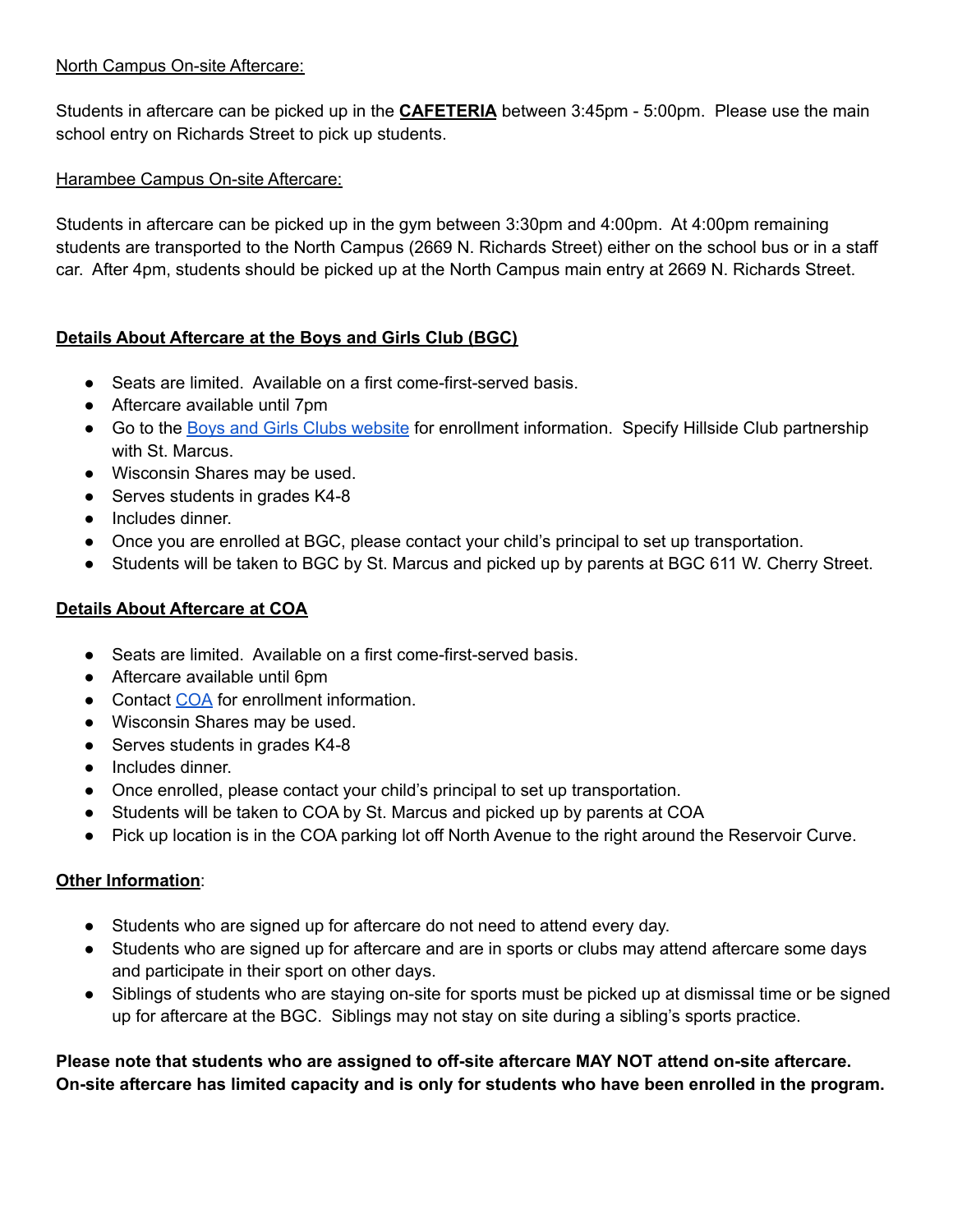North Campus On-site Aftercare:

Students in aftercare can be picked up in the **CAFETERIA** between 3:45pm - 5:00pm. Please use the main school entry on Richards Street to pick up students.

Harambee Campus On-site Aftercare:

Students in aftercare can be picked up in the gym between 3:30pm and 4:00pm. At 4:00pm remaining students are transported to the North Campus (2669 N. Richards Street) either on the school bus or in a staff car. After 4pm, students should be picked up at the North Campus main entry at 2669 N. Richards Street.

**Details About Aftercare at the Boys and Girls Club (BGC)**

- Seats are limited. Available on a first come-first-served basis.
- Aftercare available until 7pm
- Go to the Boys and Girls Clubs website for enrollment information. Specify Hillside Club partnership with St. Marcus.
- Wisconsin Shares may be used.
- Serves students in grades K4-8
- Includes dinner.
- Once you are enrolled at BGC, please contact your child's principal to set up transportation.
- Students will be taken to BGC by St. Marcus and picked up by parents at BGC 611 W. Cherry Street.

**Details About Aftercare at COA**

- Seats are limited. Available on a first come-first-served basis.
- Aftercare available until 6pm
- Contact COA for enrollment information.
- Wisconsin Shares may be used.
- Serves students in grades K4-8
- Includes dinner.
- Once enrolled, please contact your child's principal to set up transportation.
- Students will be taken to COA by St. Marcus and picked up by parents at COA
- Pick up location is in the COA parking lot off North Avenue to the right around the Reservoir Curve.

**Other Information**:

- Students who are signed up for aftercare do not need to attend every day.
- Students who are signed up for aftercare and are in sports or clubs may attend aftercare some days and participate in their sport on other days.
- Siblings of students who are staying on-site for sports must be picked up at dismissal time or be signed up for aftercare at the BGC. Siblings may not stay on site during a sibling's sports practice.

**Please note that students who are assigned to off-site aftercare MAY NOT attend on-site aftercare. On-site aftercare has limited capacity and is only for students who have been enrolled in the program.**